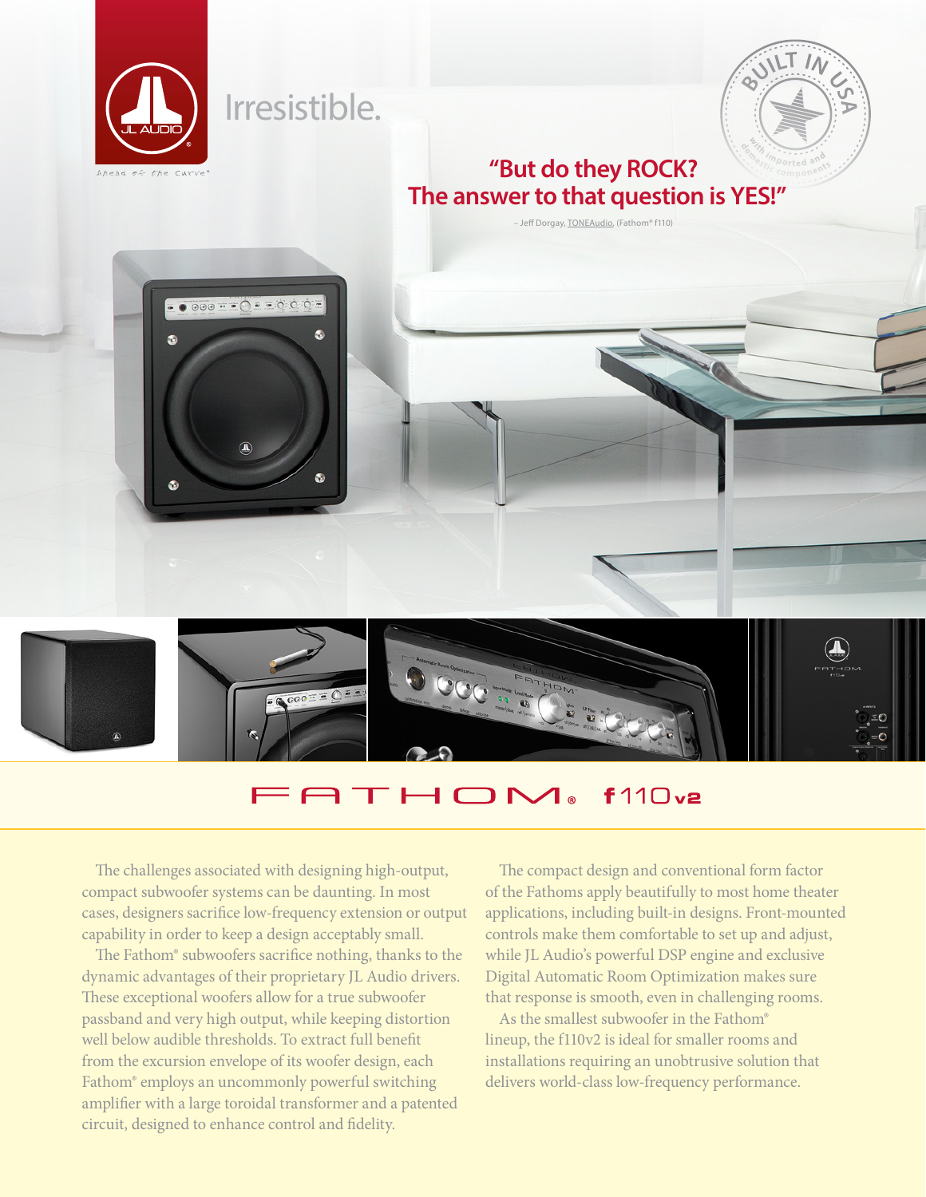Irresistible.

ahead of the curve®

BUILT IN USA with imported and domestic components

**"But do they ROCK? The answer to that question is YES!"**

– Jeff Dorgay, TONEAudio, (Fathom® f110)

# FATHOM® f110v2

The challenges associated with designing high-output, compact subwoofer systems can be daunting. In most cases, designers sacrifice low-frequency extension or output capability in order to keep a design acceptably small.

The Fathom® subwoofers sacrifice nothing, thanks to the dynamic advantages of their proprietary JL Audio drivers. These exceptional woofers allow for a true subwoofer passband and very high output, while keeping distortion well below audible thresholds. To extract full benefit from the excursion envelope of its woofer design, each Fathom® employs an uncommonly powerful switching amplifier with a large toroidal transformer and a patented circuit, designed to enhance control and fidelity.

The compact design and conventional form factor of the Fathoms apply beautifully to most home theater applications, including built-in designs. Front-mounted controls make them comfortable to set up and adjust, while JL Audio's powerful DSP engine and exclusive Digital Automatic Room Optimization makes sure that response is smooth, even in challenging rooms.

As the smallest subwoofer in the Fathom® lineup, the f110v2 is ideal for smaller rooms and installations requiring an unobtrusive solution that delivers world-class low-frequency performance.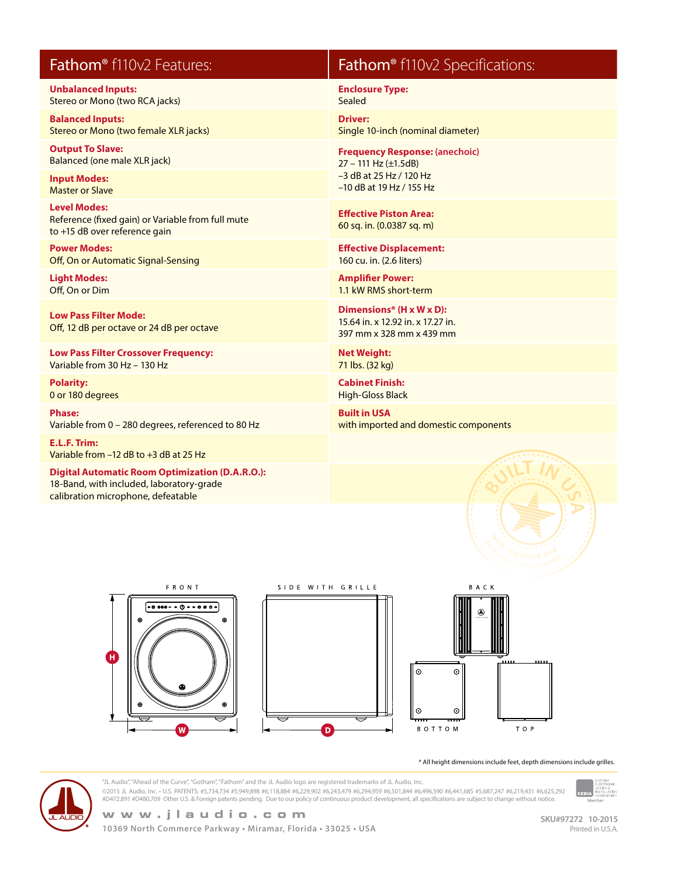## Fathom® f110v2 Features:

**Unbalanced Inputs:**
Stereo or Mono (two RCA jacks)

**Balanced Inputs:**
Stereo or Mono (two female XLR jacks)

**Output To Slave:**
Balanced (one male XLR jack)

**Input Modes:**
Master or Slave

**Level Modes:**
Reference (fixed gain) or Variable from full mute to +15 dB over reference gain

**Power Modes:**
Off, On or Automatic Signal-Sensing

**Light Modes:**
Off, On or Dim

**Low Pass Filter Mode:**
Off, 12 dB per octave or 24 dB per octave

**Low Pass Filter Crossover Frequency:**
Variable from 30 Hz – 130 Hz

**Polarity:**
0 or 180 degrees

**Phase:**
Variable from 0 – 280 degrees, referenced to 80 Hz

**E.L.F. Trim:**
Variable from –12 dB to +3 dB at 25 Hz

**Digital Automatic Room Optimization (D.A.R.O.):**
18-Band, with included, laboratory-grade calibration microphone, defeatable

## Fathom® f110v2 Specifications:

**Enclosure Type:**
Sealed

**Driver:**
Single 10-inch (nominal diameter)

**Frequency Response: (anechoic)**
27 – 111 Hz (±1.5dB)
–3 dB at 25 Hz / 120 Hz
–10 dB at 19 Hz / 155 Hz

**Effective Piston Area:**
60 sq. in. (0.0387 sq. m)

**Effective Displacement:**
160 cu. in. (2.6 liters)

**Amplifier Power:**
1.1 kW RMS short-term

**Dimensions\* (H x W x D):**
15.64 in. x 12.92 in. x 17.27 in.
397 mm x 328 mm x 439 mm

**Net Weight:**
71 lbs. (32 kg)

**Cabinet Finish:**
High-Gloss Black

**Built in USA**
with imported and domestic components

FRONT
H
W

SIDE WITH GRILLE
D

BACK

BOTTOM

TOP

\* All height dimensions include feet, depth dimensions include grilles.

"JL Audio", "Ahead of the Curve", "Gotham", "Fathom" and the JL Audio logo are registered trademarks of JL Audio, Inc.
©2015 JL Audio, Inc. • U.S. PATENTS: #5,734,734 #5,949,898 #6,118,884 #6,229,902 #6,243,479 #6,294,959 #6,501,844 #6,496,590 #6,441,685 #5,687,247 #6,219,431 #6,625,292 #D472,891 #D480,709 Other U.S. & Foreign patents pending. Due to our policy of continuous product development, all specifications are subject to change without notice.

www.jlaudio.com
10369 North Commerce Parkway • Miramar, Florida • 33025 • USA

SKU#97272 10-2015
Printed in U.S.A.